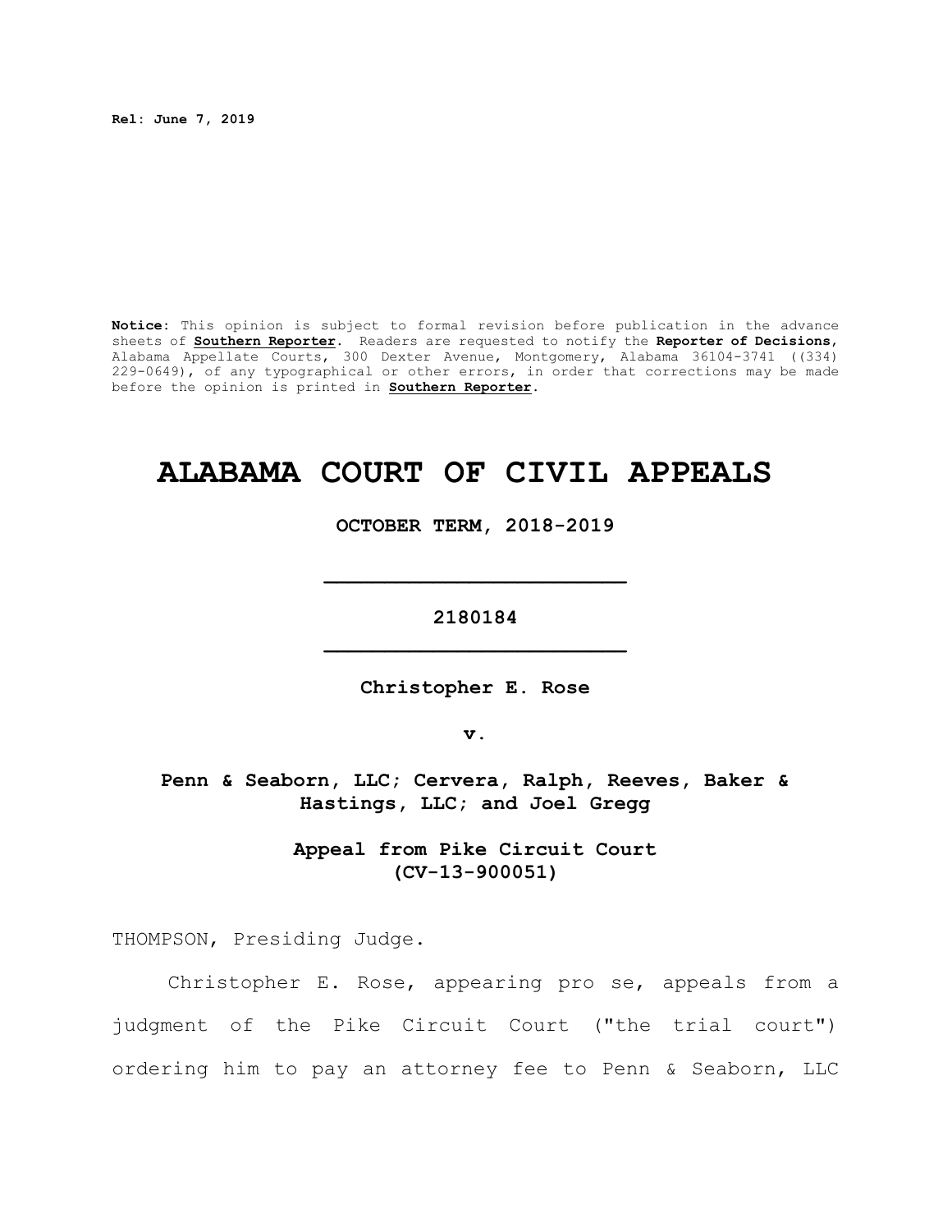**Rel: June 7, 2019**

**Notice:** This opinion is subject to formal revision before publication in the advance sheets of **Southern Reporter**. Readers are requested to notify the **Reporter of Decisions**, Alabama Appellate Courts, 300 Dexter Avenue, Montgomery, Alabama 36104-3741 ((334) 229-0649), of any typographical or other errors, in order that corrections may be made before the opinion is printed in **Southern Reporter**.

# ALABAMA COURT OF CIVIL APPEALS

**OCTOBER TERM, 2018-2019**

---

**2180184**

---

**Christopher E. Rose**

**v.**

**Penn & Seaborn, LLC; Cervera, Ralph, Reeves, Baker & Hastings, LLC; and Joel Gregg**

**Appeal from Pike Circuit Court (CV-13-900051)**

THOMPSON, Presiding Judge.

Christopher E. Rose, appearing pro se, appeals from a judgment of the Pike Circuit Court ("the trial court") ordering him to pay an attorney fee to Penn & Seaborn, LLC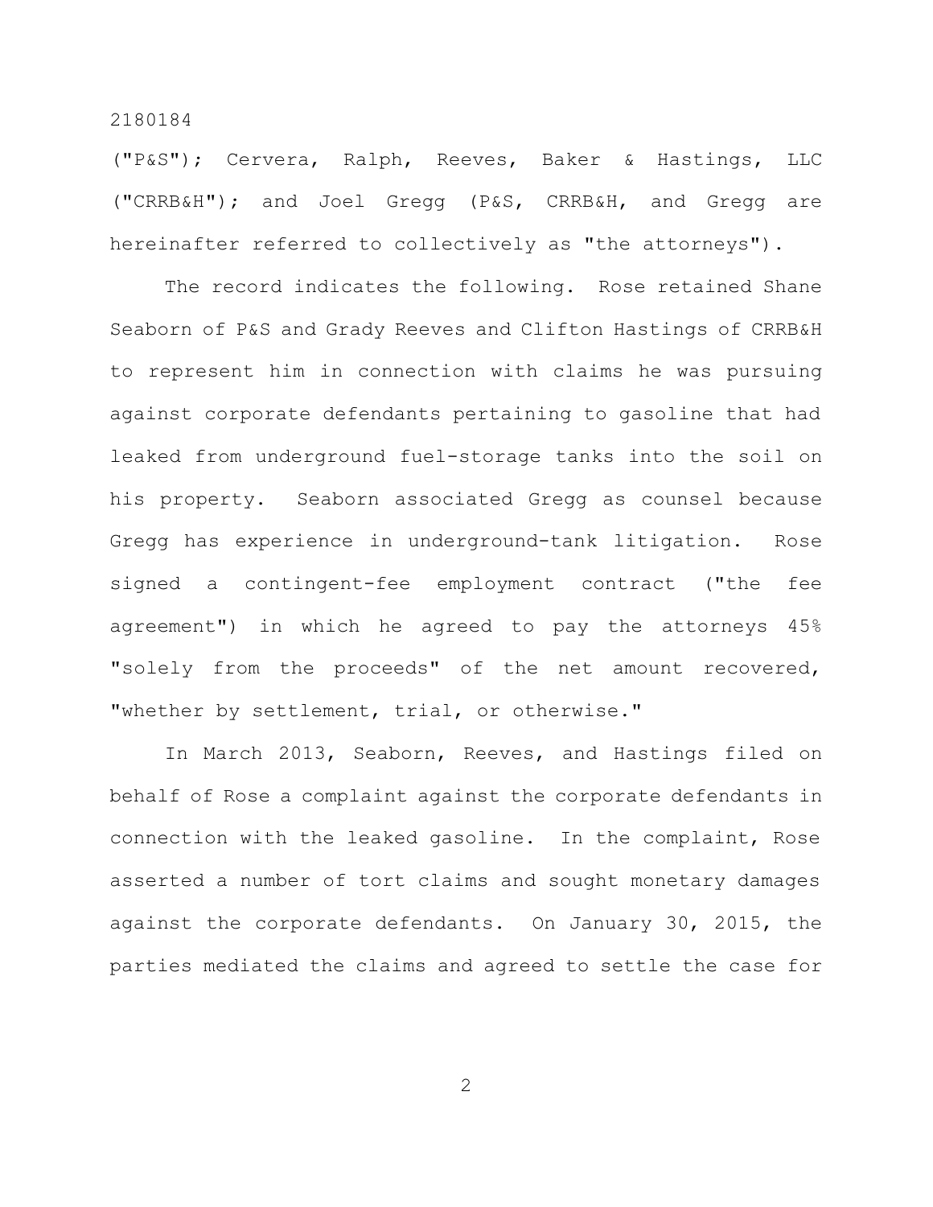("P&S"); Cervera, Ralph, Reeves, Baker & Hastings, LLC ("CRRB&H"); and Joel Gregg (P&S, CRRB&H, and Gregg are hereinafter referred to collectively as "the attorneys").

The record indicates the following. Rose retained Shane Seaborn of P&S and Grady Reeves and Clifton Hastings of CRRB&H to represent him in connection with claims he was pursuing against corporate defendants pertaining to gasoline that had leaked from underground fuel-storage tanks into the soil on his property. Seaborn associated Gregg as counsel because Gregg has experience in underground-tank litigation. Rose signed a contingent-fee employment contract ("the fee agreement") in which he agreed to pay the attorneys 45% "solely from the proceeds" of the net amount recovered, "whether by settlement, trial, or otherwise."

In March 2013, Seaborn, Reeves, and Hastings filed on behalf of Rose a complaint against the corporate defendants in connection with the leaked gasoline. In the complaint, Rose asserted a number of tort claims and sought monetary damages against the corporate defendants. On January 30, 2015, the parties mediated the claims and agreed to settle the case for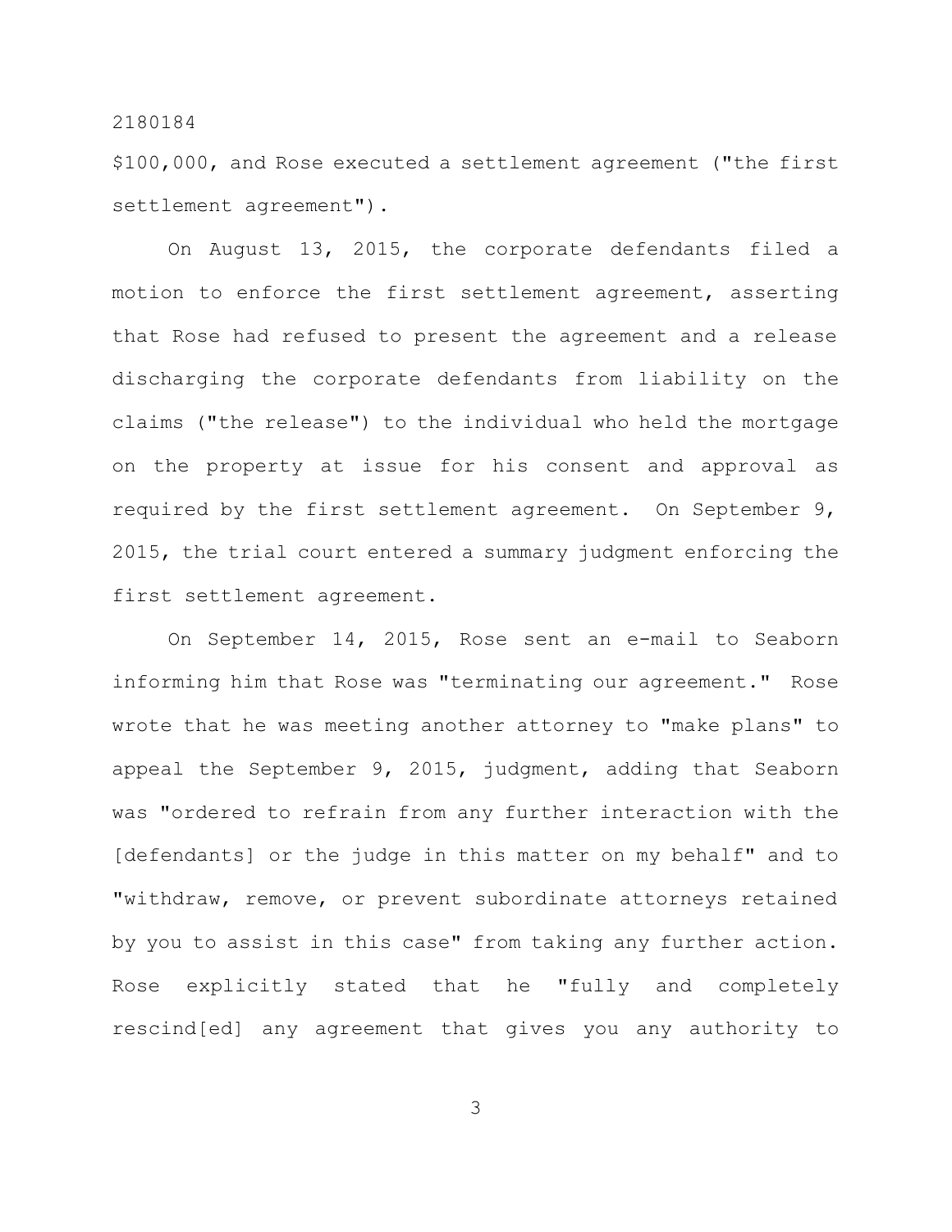$100,000, and Rose executed a settlement agreement ("the first settlement agreement").

On August 13, 2015, the corporate defendants filed a motion to enforce the first settlement agreement, asserting that Rose had refused to present the agreement and a release discharging the corporate defendants from liability on the claims ("the release") to the individual who held the mortgage on the property at issue for his consent and approval as required by the first settlement agreement. On September 9, 2015, the trial court entered a summary judgment enforcing the first settlement agreement.

On September 14, 2015, Rose sent an e-mail to Seaborn informing him that Rose was "terminating our agreement." Rose wrote that he was meeting another attorney to "make plans" to appeal the September 9, 2015, judgment, adding that Seaborn was "ordered to refrain from any further interaction with the [defendants] or the judge in this matter on my behalf" and to "withdraw, remove, or prevent subordinate attorneys retained by you to assist in this case" from taking any further action. Rose explicitly stated that he "fully and completely rescind[ed] any agreement that gives you any authority to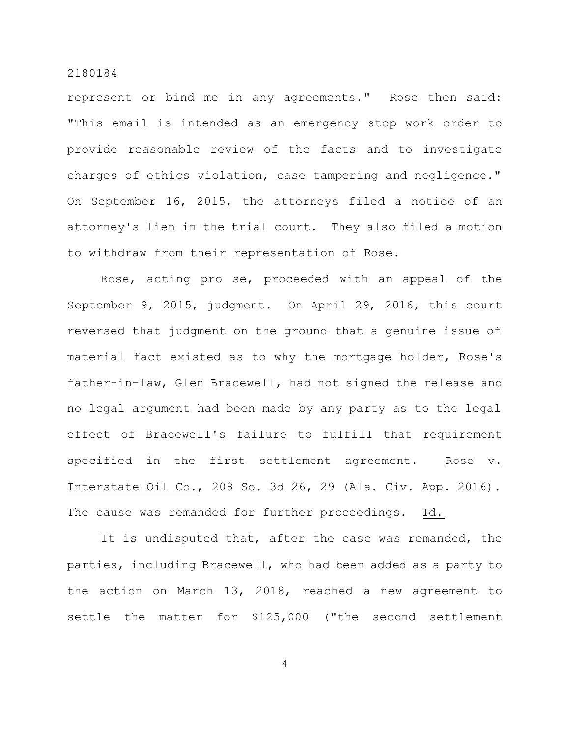represent or bind me in any agreements." Rose then said: "This email is intended as an emergency stop work order to provide reasonable review of the facts and to investigate charges of ethics violation, case tampering and negligence." On September 16, 2015, the attorneys filed a notice of an attorney's lien in the trial court. They also filed a motion to withdraw from their representation of Rose.

Rose, acting pro se, proceeded with an appeal of the September 9, 2015, judgment. On April 29, 2016, this court reversed that judgment on the ground that a genuine issue of material fact existed as to why the mortgage holder, Rose's father-in-law, Glen Bracewell, had not signed the release and no legal argument had been made by any party as to the legal effect of Bracewell's failure to fulfill that requirement specified in the first settlement agreement. Rose v. Interstate Oil Co., 208 So. 3d 26, 29 (Ala. Civ. App. 2016). The cause was remanded for further proceedings. Id.

It is undisputed that, after the case was remanded, the parties, including Bracewell, who had been added as a party to the action on March 13, 2018, reached a new agreement to settle the matter for $125,000 ("the second settlement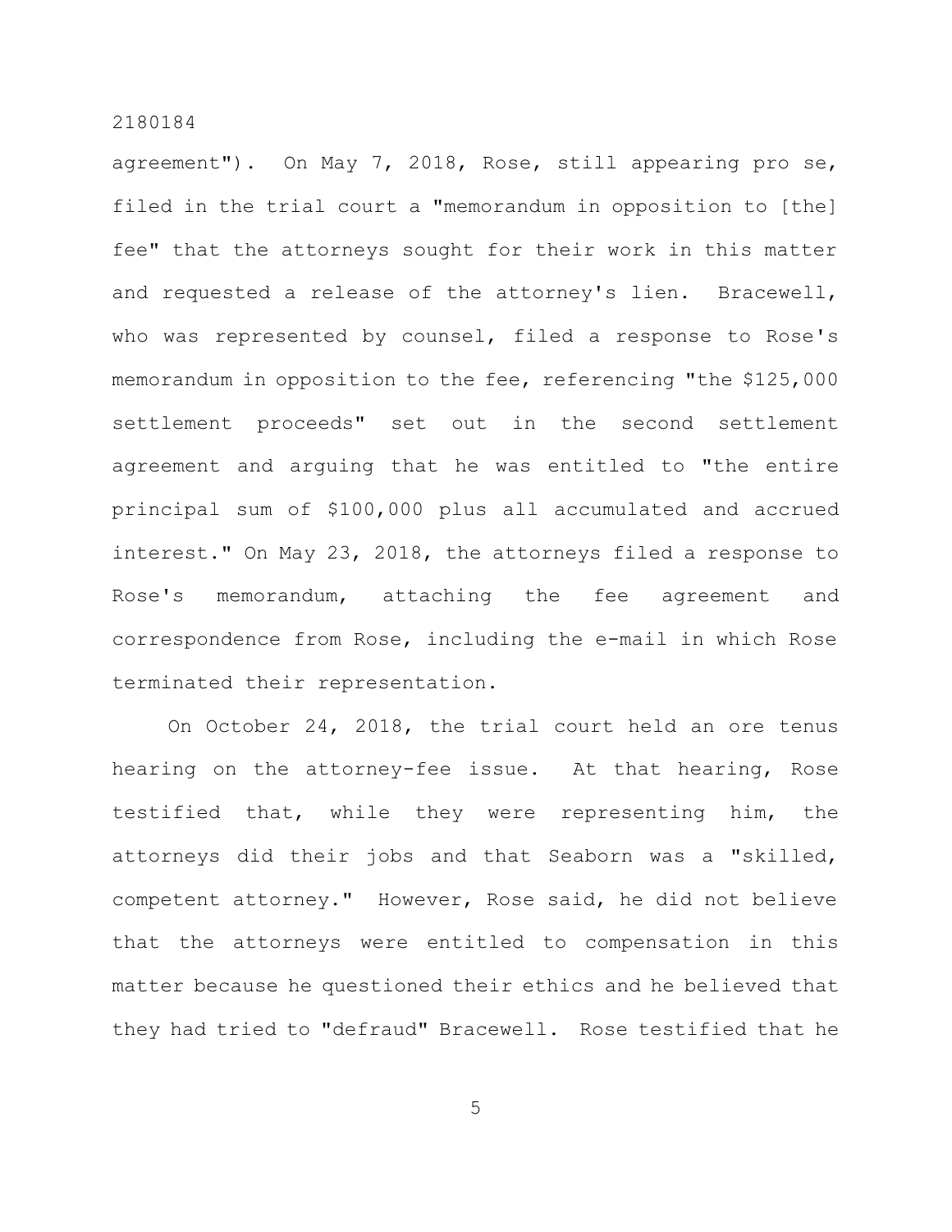agreement"). On May 7, 2018, Rose, still appearing pro se, filed in the trial court a "memorandum in opposition to [the] fee" that the attorneys sought for their work in this matter and requested a release of the attorney's lien. Bracewell, who was represented by counsel, filed a response to Rose's memorandum in opposition to the fee, referencing "the $125,000 settlement proceeds" set out in the second settlement agreement and arguing that he was entitled to "the entire principal sum of $100,000 plus all accumulated and accrued interest." On May 23, 2018, the attorneys filed a response to Rose's memorandum, attaching the fee agreement and correspondence from Rose, including the e-mail in which Rose terminated their representation.

On October 24, 2018, the trial court held an ore tenus hearing on the attorney-fee issue. At that hearing, Rose testified that, while they were representing him, the attorneys did their jobs and that Seaborn was a "skilled, competent attorney." However, Rose said, he did not believe that the attorneys were entitled to compensation in this matter because he questioned their ethics and he believed that they had tried to "defraud" Bracewell. Rose testified that he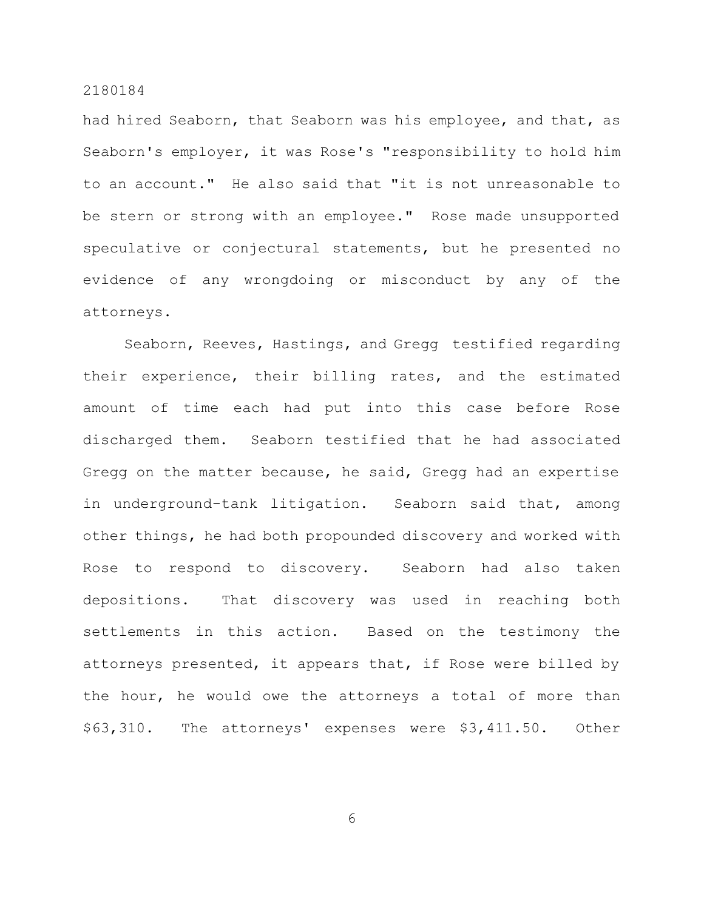had hired Seaborn, that Seaborn was his employee, and that, as Seaborn's employer, it was Rose's "responsibility to hold him to an account." He also said that "it is not unreasonable to be stern or strong with an employee." Rose made unsupported speculative or conjectural statements, but he presented no evidence of any wrongdoing or misconduct by any of the attorneys.

Seaborn, Reeves, Hastings, and Gregg testified regarding their experience, their billing rates, and the estimated amount of time each had put into this case before Rose discharged them. Seaborn testified that he had associated Gregg on the matter because, he said, Gregg had an expertise in underground-tank litigation. Seaborn said that, among other things, he had both propounded discovery and worked with Rose to respond to discovery. Seaborn had also taken depositions. That discovery was used in reaching both settlements in this action. Based on the testimony the attorneys presented, it appears that, if Rose were billed by the hour, he would owe the attorneys a total of more than $63,310. The attorneys' expenses were $3,411.50. Other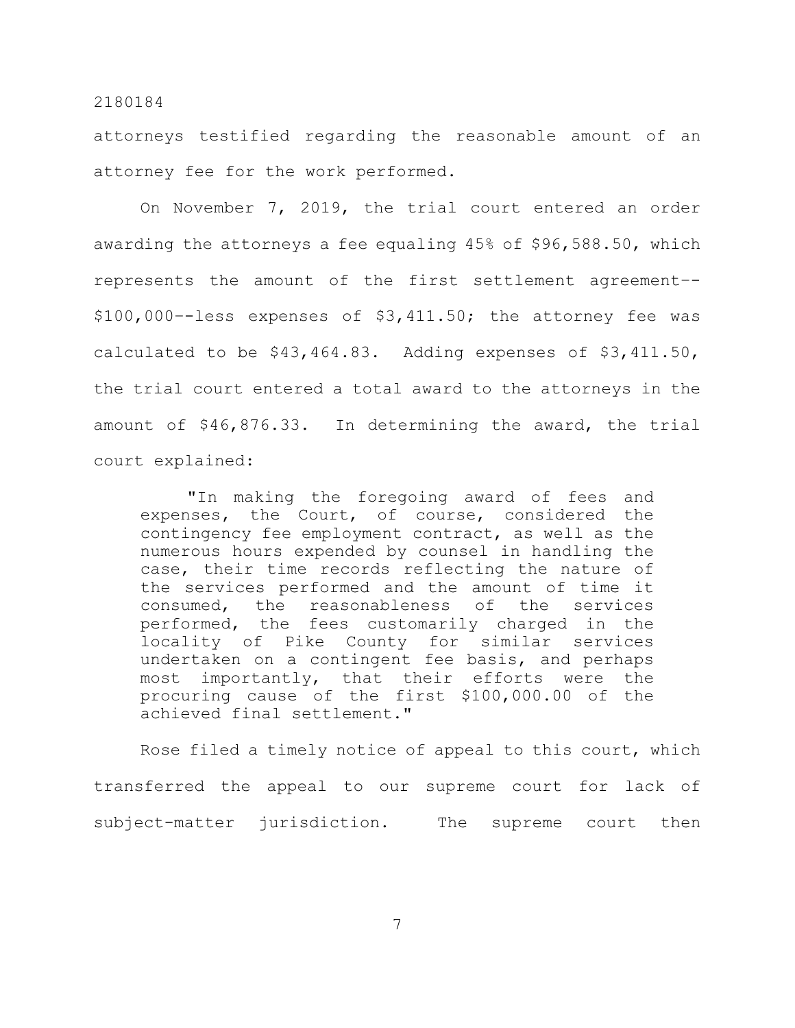attorneys testified regarding the reasonable amount of an attorney fee for the work performed.

On November 7, 2019, the trial court entered an order awarding the attorneys a fee equaling 45% of $96,588.50, which represents the amount of the first settlement agreement--$100,000--less expenses of $3,411.50; the attorney fee was calculated to be $43,464.83. Adding expenses of $3,411.50, the trial court entered a total award to the attorneys in the amount of $46,876.33. In determining the award, the trial court explained:

> "In making the foregoing award of fees and expenses, the Court, of course, considered the contingency fee employment contract, as well as the numerous hours expended by counsel in handling the case, their time records reflecting the nature of the services performed and the amount of time it consumed, the reasonableness of the services performed, the fees customarily charged in the locality of Pike County for similar services undertaken on a contingent fee basis, and perhaps most importantly, that their efforts were the procuring cause of the first $100,000.00 of the achieved final settlement."

Rose filed a timely notice of appeal to this court, which transferred the appeal to our supreme court for lack of subject-matter jurisdiction. The supreme court then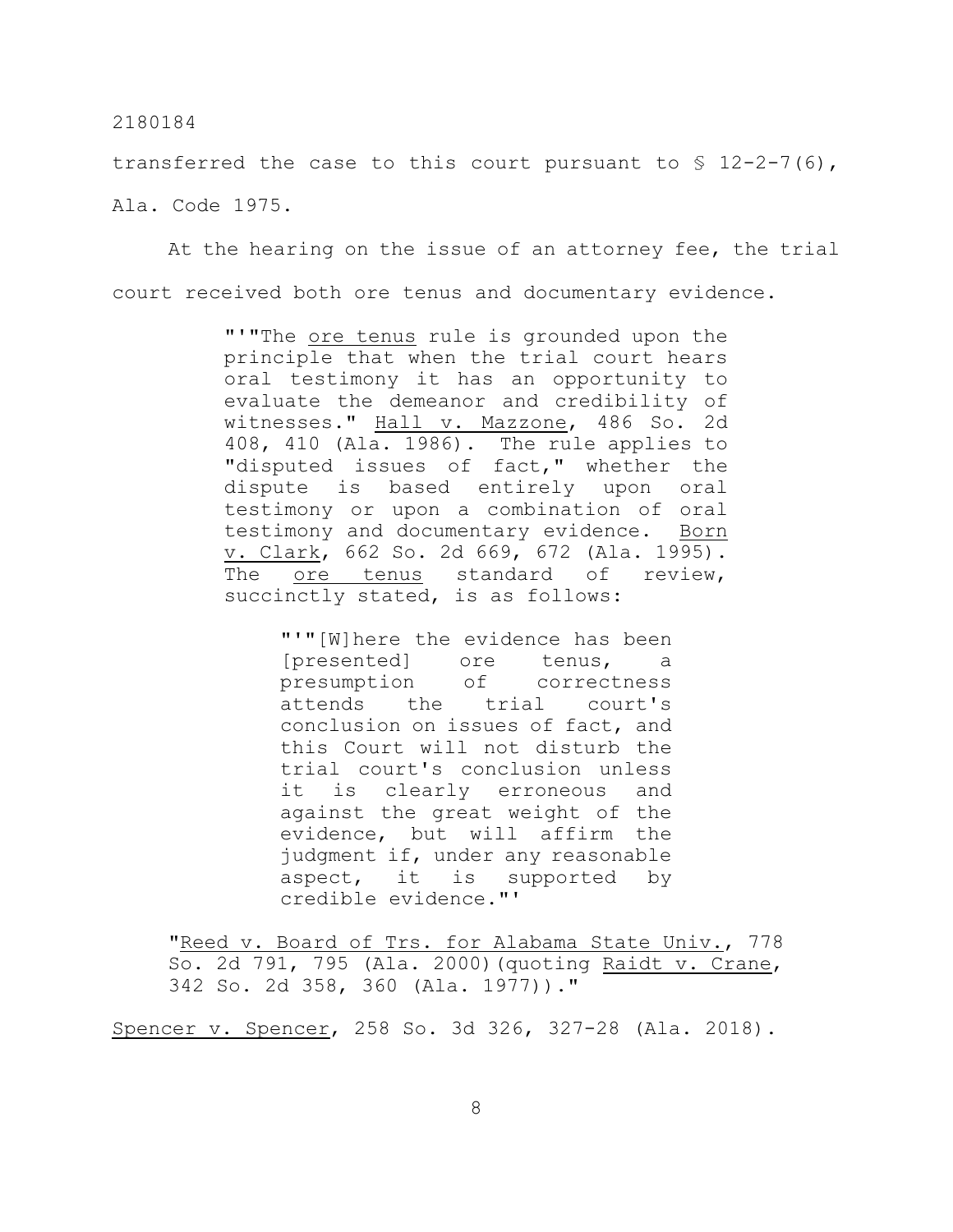transferred the case to this court pursuant to § 12-2-7(6), Ala. Code 1975.

At the hearing on the issue of an attorney fee, the trial court received both ore tenus and documentary evidence.

> "'"The ore tenus rule is grounded upon the principle that when the trial court hears oral testimony it has an opportunity to evaluate the demeanor and credibility of witnesses." Hall v. Mazzone, 486 So. 2d 408, 410 (Ala. 1986). The rule applies to "disputed issues of fact," whether the dispute is based entirely upon oral testimony or upon a combination of oral testimony and documentary evidence. Born v. Clark, 662 So. 2d 669, 672 (Ala. 1995). The ore tenus standard of review, succinctly stated, is as follows:
>
> > "'"[W]here the evidence has been [presented] ore tenus, a presumption of correctness attends the trial court's conclusion on issues of fact, and this Court will not disturb the trial court's conclusion unless it is clearly erroneous and against the great weight of the evidence, but will affirm the judgment if, under any reasonable aspect, it is supported by credible evidence."'
>
> "Reed v. Board of Trs. for Alabama State Univ., 778 So. 2d 791, 795 (Ala. 2000)(quoting Raidt v. Crane, 342 So. 2d 358, 360 (Ala. 1977))."

Spencer v. Spencer, 258 So. 3d 326, 327-28 (Ala. 2018).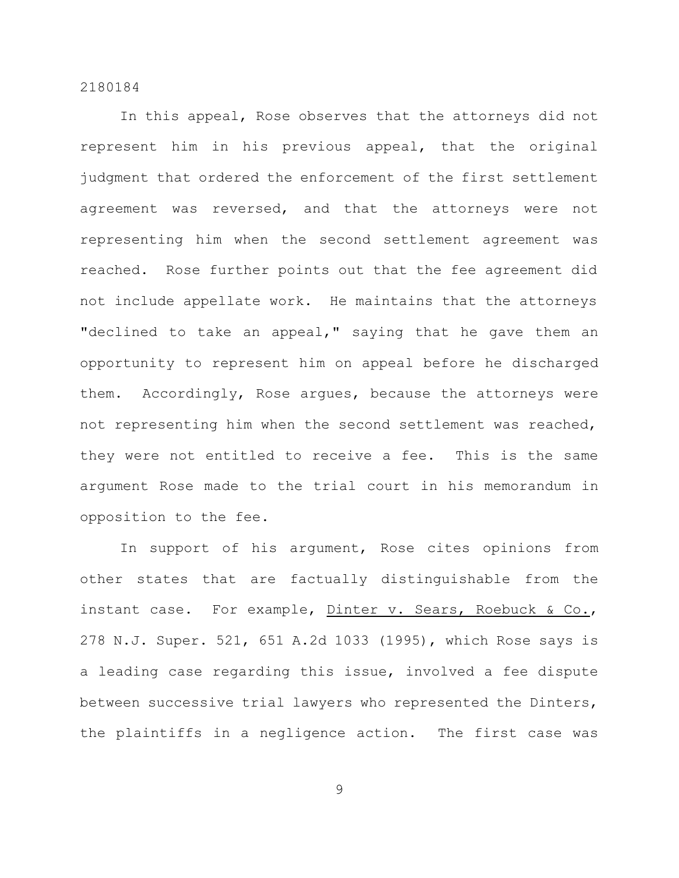In this appeal, Rose observes that the attorneys did not represent him in his previous appeal, that the original judgment that ordered the enforcement of the first settlement agreement was reversed, and that the attorneys were not representing him when the second settlement agreement was reached. Rose further points out that the fee agreement did not include appellate work. He maintains that the attorneys "declined to take an appeal," saying that he gave them an opportunity to represent him on appeal before he discharged them. Accordingly, Rose argues, because the attorneys were not representing him when the second settlement was reached, they were not entitled to receive a fee. This is the same argument Rose made to the trial court in his memorandum in opposition to the fee.

In support of his argument, Rose cites opinions from other states that are factually distinguishable from the instant case. For example, Dinter v. Sears, Roebuck & Co., 278 N.J. Super. 521, 651 A.2d 1033 (1995), which Rose says is a leading case regarding this issue, involved a fee dispute between successive trial lawyers who represented the Dinters, the plaintiffs in a negligence action. The first case was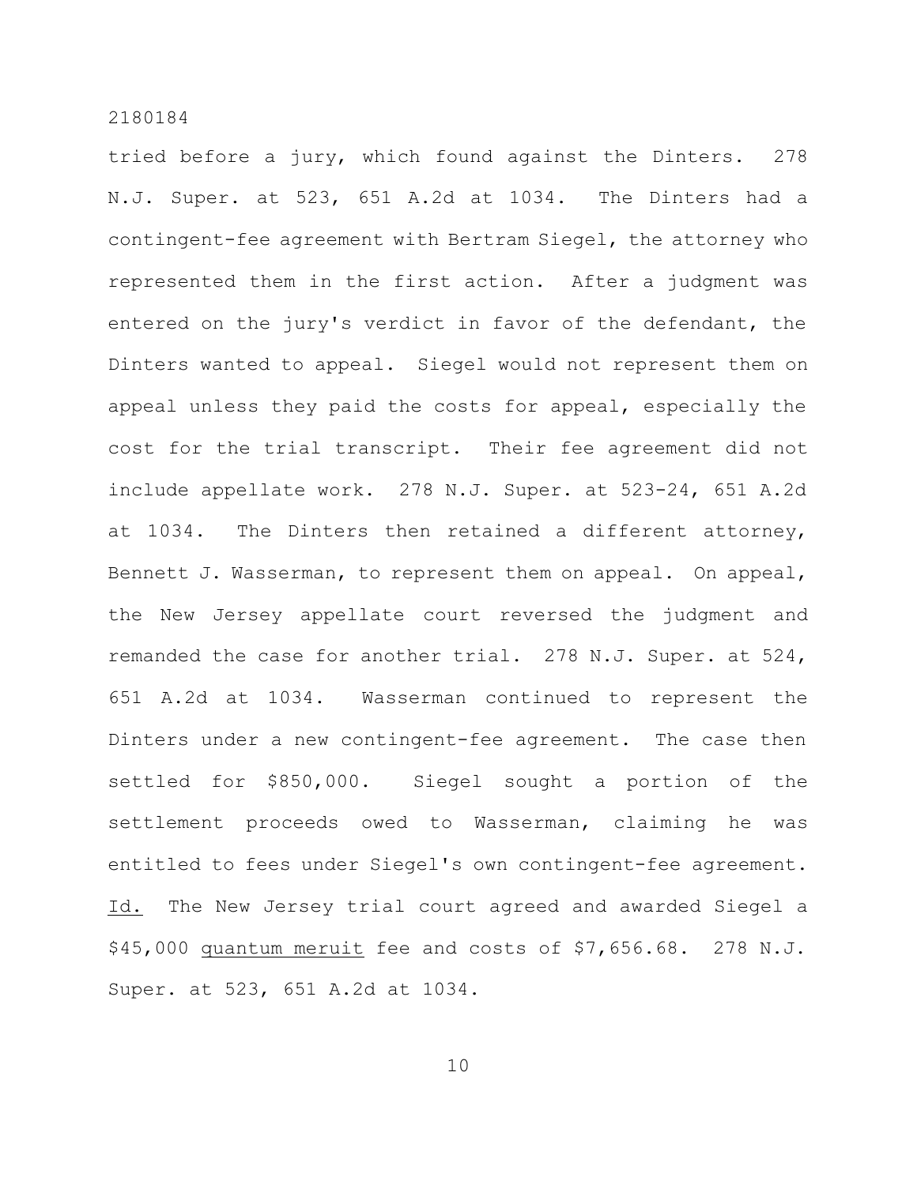tried before a jury, which found against the Dinters. 278 N.J. Super. at 523, 651 A.2d at 1034. The Dinters had a contingent-fee agreement with Bertram Siegel, the attorney who represented them in the first action. After a judgment was entered on the jury's verdict in favor of the defendant, the Dinters wanted to appeal. Siegel would not represent them on appeal unless they paid the costs for appeal, especially the cost for the trial transcript. Their fee agreement did not include appellate work. 278 N.J. Super. at 523-24, 651 A.2d at 1034. The Dinters then retained a different attorney, Bennett J. Wasserman, to represent them on appeal. On appeal, the New Jersey appellate court reversed the judgment and remanded the case for another trial. 278 N.J. Super. at 524, 651 A.2d at 1034. Wasserman continued to represent the Dinters under a new contingent-fee agreement. The case then settled for $850,000. Siegel sought a portion of the settlement proceeds owed to Wasserman, claiming he was entitled to fees under Siegel's own contingent-fee agreement. Id. The New Jersey trial court agreed and awarded Siegel a $45,000 quantum meruit fee and costs of $7,656.68. 278 N.J. Super. at 523, 651 A.2d at 1034.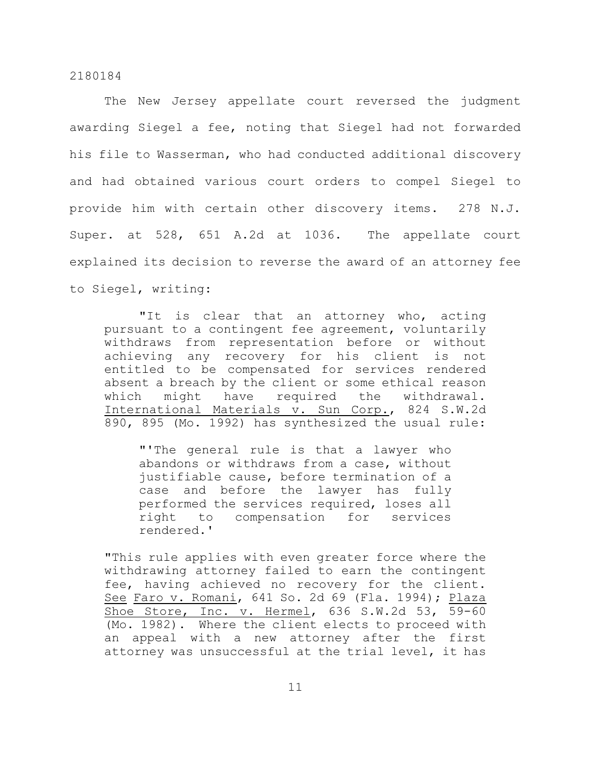The New Jersey appellate court reversed the judgment awarding Siegel a fee, noting that Siegel had not forwarded his file to Wasserman, who had conducted additional discovery and had obtained various court orders to compel Siegel to provide him with certain other discovery items. 278 N.J. Super. at 528, 651 A.2d at 1036. The appellate court explained its decision to reverse the award of an attorney fee to Siegel, writing:

> "It is clear that an attorney who, acting pursuant to a contingent fee agreement, voluntarily withdraws from representation before or without achieving any recovery for his client is not entitled to be compensated for services rendered absent a breach by the client or some ethical reason which might have required the withdrawal. International Materials v. Sun Corp., 824 S.W.2d 890, 895 (Mo. 1992) has synthesized the usual rule:
>
> > "'The general rule is that a lawyer who abandons or withdraws from a case, without justifiable cause, before termination of a case and before the lawyer has fully performed the services required, loses all right to compensation for services rendered.'
>
> "This rule applies with even greater force where the withdrawing attorney failed to earn the contingent fee, having achieved no recovery for the client. See Faro v. Romani, 641 So. 2d 69 (Fla. 1994); Plaza Shoe Store, Inc. v. Hermel, 636 S.W.2d 53, 59-60 (Mo. 1982). Where the client elects to proceed with an appeal with a new attorney after the first attorney was unsuccessful at the trial level, it has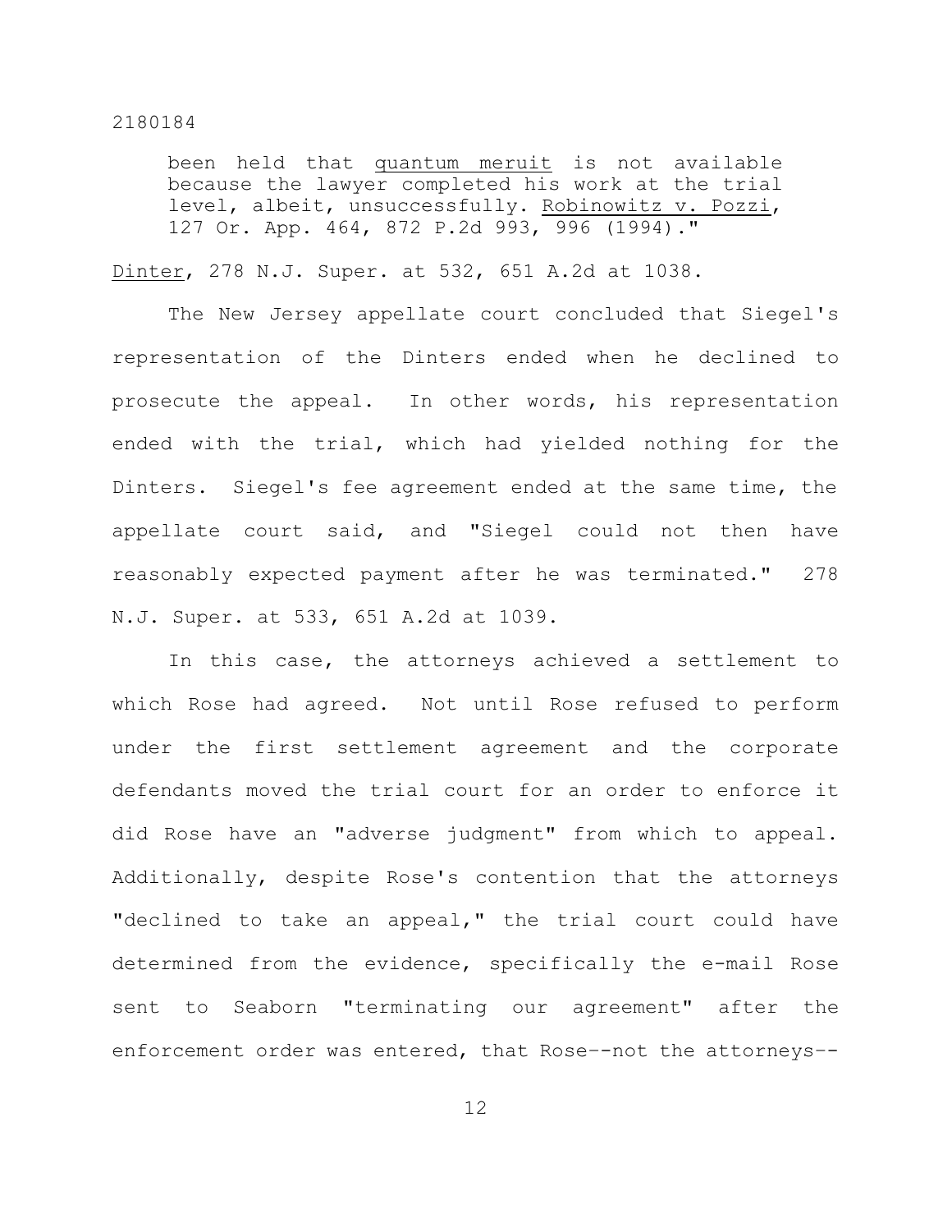been held that _quantum meruit_ is not available because the lawyer completed his work at the trial level, albeit, unsuccessfully. _Robinowitz v. Pozzi_, 127 Or. App. 464, 872 P.2d 993, 996 (1994)."

_Dinter_, 278 N.J. Super. at 532, 651 A.2d at 1038.

The New Jersey appellate court concluded that Siegel's representation of the Dinters ended when he declined to prosecute the appeal. In other words, his representation ended with the trial, which had yielded nothing for the Dinters. Siegel's fee agreement ended at the same time, the appellate court said, and "Siegel could not then have reasonably expected payment after he was terminated." 278 N.J. Super. at 533, 651 A.2d at 1039.

In this case, the attorneys achieved a settlement to which Rose had agreed. Not until Rose refused to perform under the first settlement agreement and the corporate defendants moved the trial court for an order to enforce it did Rose have an "adverse judgment" from which to appeal. Additionally, despite Rose's contention that the attorneys "declined to take an appeal," the trial court could have determined from the evidence, specifically the e-mail Rose sent to Seaborn "terminating our agreement" after the enforcement order was entered, that Rose--not the attorneys--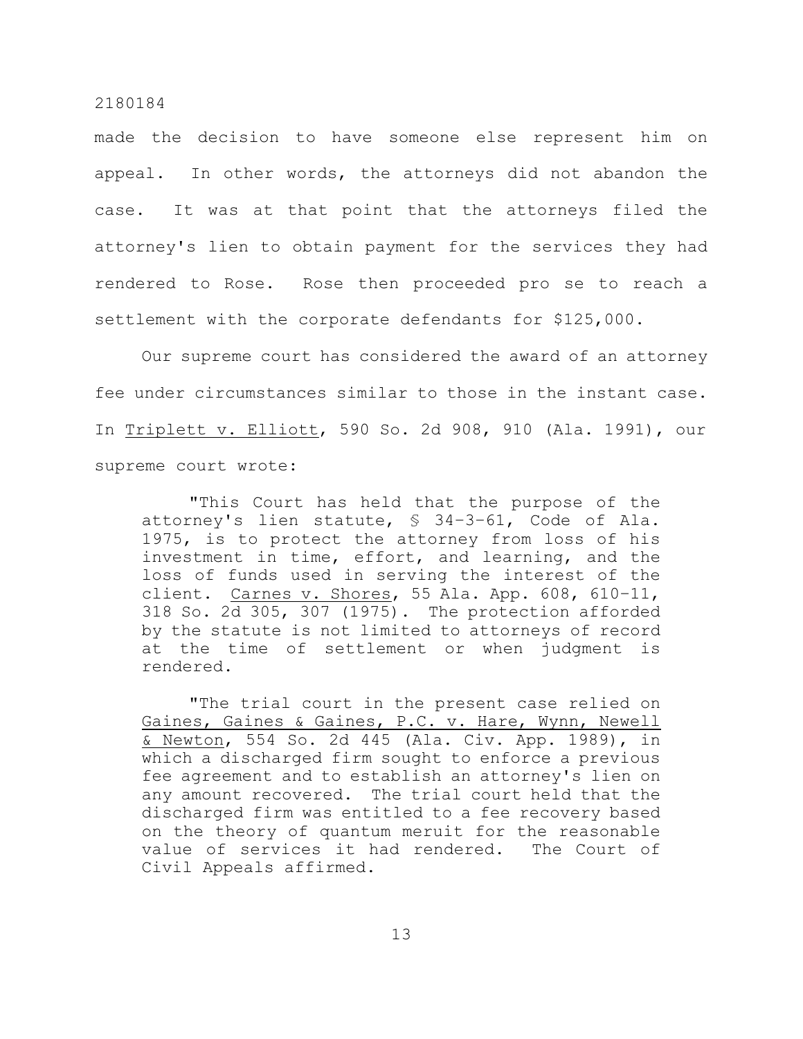made the decision to have someone else represent him on appeal. In other words, the attorneys did not abandon the case. It was at that point that the attorneys filed the attorney's lien to obtain payment for the services they had rendered to Rose. Rose then proceeded pro se to reach a settlement with the corporate defendants for $125,000.

Our supreme court has considered the award of an attorney fee under circumstances similar to those in the instant case. In Triplett v. Elliott, 590 So. 2d 908, 910 (Ala. 1991), our supreme court wrote:

> "This Court has held that the purpose of the attorney's lien statute, § 34-3-61, Code of Ala. 1975, is to protect the attorney from loss of his investment in time, effort, and learning, and the loss of funds used in serving the interest of the client. Carnes v. Shores, 55 Ala. App. 608, 610-11, 318 So. 2d 305, 307 (1975). The protection afforded by the statute is not limited to attorneys of record at the time of settlement or when judgment is rendered.
>
> "The trial court in the present case relied on Gaines, Gaines & Gaines, P.C. v. Hare, Wynn, Newell & Newton, 554 So. 2d 445 (Ala. Civ. App. 1989), in which a discharged firm sought to enforce a previous fee agreement and to establish an attorney's lien on any amount recovered. The trial court held that the discharged firm was entitled to a fee recovery based on the theory of quantum meruit for the reasonable value of services it had rendered. The Court of Civil Appeals affirmed.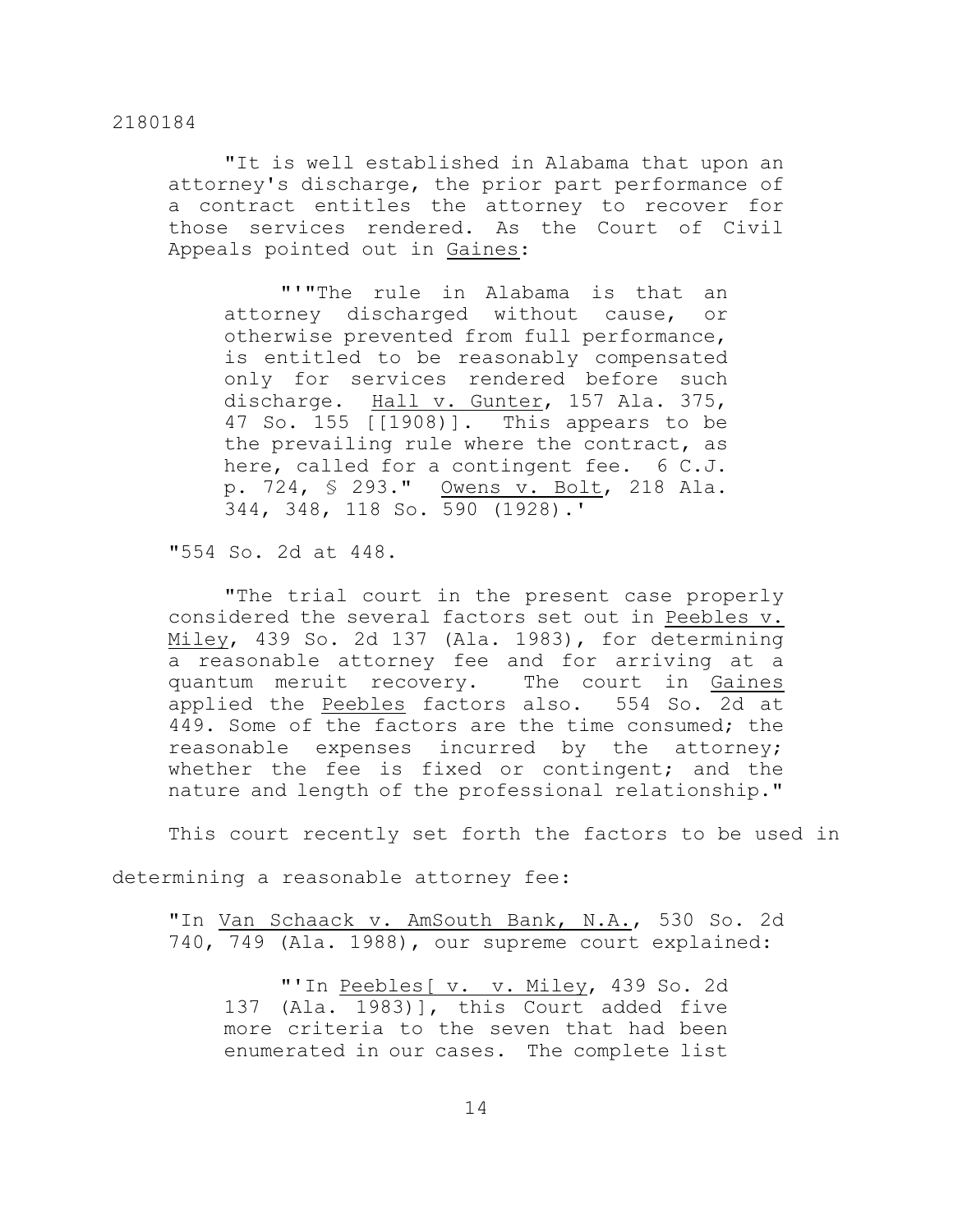"It is well established in Alabama that upon an attorney's discharge, the prior part performance of a contract entitles the attorney to recover for those services rendered. As the Court of Civil Appeals pointed out in Gaines:

> "'"The rule in Alabama is that an attorney discharged without cause, or otherwise prevented from full performance, is entitled to be reasonably compensated only for services rendered before such discharge. Hall v. Gunter, 157 Ala. 375, 47 So. 155 [[1908)]. This appears to be the prevailing rule where the contract, as here, called for a contingent fee. 6 C.J. p. 724, § 293." Owens v. Bolt, 218 Ala. 344, 348, 118 So. 590 (1928).'

"554 So. 2d at 448.

"The trial court in the present case properly considered the several factors set out in Peebles v. Miley, 439 So. 2d 137 (Ala. 1983), for determining a reasonable attorney fee and for arriving at a quantum meruit recovery. The court in Gaines applied the Peebles factors also. 554 So. 2d at 449. Some of the factors are the time consumed; the reasonable expenses incurred by the attorney; whether the fee is fixed or contingent; and the nature and length of the professional relationship."

This court recently set forth the factors to be used in determining a reasonable attorney fee:

"In Van Schaack v. AmSouth Bank, N.A., 530 So. 2d 740, 749 (Ala. 1988), our supreme court explained:

> "'In Peebles[ v. v. Miley, 439 So. 2d 137 (Ala. 1983)], this Court added five more criteria to the seven that had been enumerated in our cases. The complete list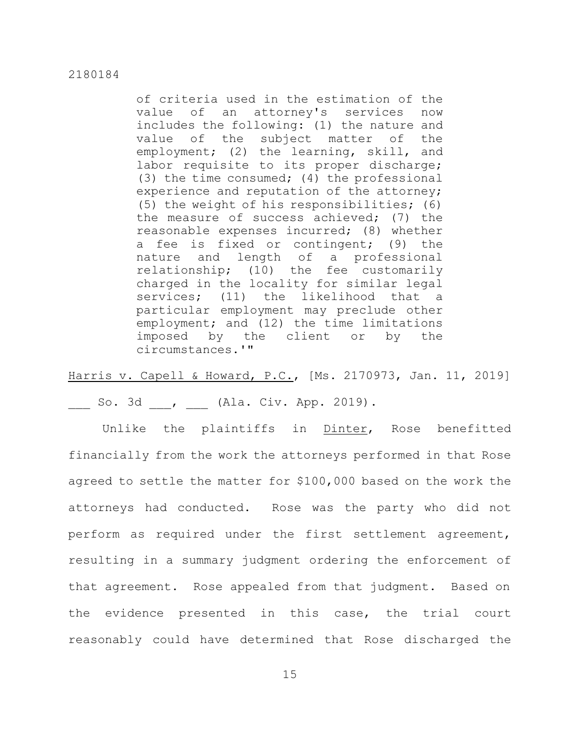> of criteria used in the estimation of the value of an attorney's services now includes the following: (1) the nature and value of the subject matter of the employment; (2) the learning, skill, and labor requisite to its proper discharge; (3) the time consumed; (4) the professional experience and reputation of the attorney; (5) the weight of his responsibilities; (6) the measure of success achieved; (7) the reasonable expenses incurred; (8) whether a fee is fixed or contingent; (9) the nature and length of a professional relationship; (10) the fee customarily charged in the locality for similar legal services; (11) the likelihood that a particular employment may preclude other employment; and (12) the time limitations imposed by the client or by the circumstances.'"

Harris v. Capell & Howard, P.C., [Ms. 2170973, Jan. 11, 2019] ___ So. 3d ___, ___ (Ala. Civ. App. 2019).

Unlike the plaintiffs in Dinter, Rose benefitted financially from the work the attorneys performed in that Rose agreed to settle the matter for $100,000 based on the work the attorneys had conducted. Rose was the party who did not perform as required under the first settlement agreement, resulting in a summary judgment ordering the enforcement of that agreement. Rose appealed from that judgment. Based on the evidence presented in this case, the trial court reasonably could have determined that Rose discharged the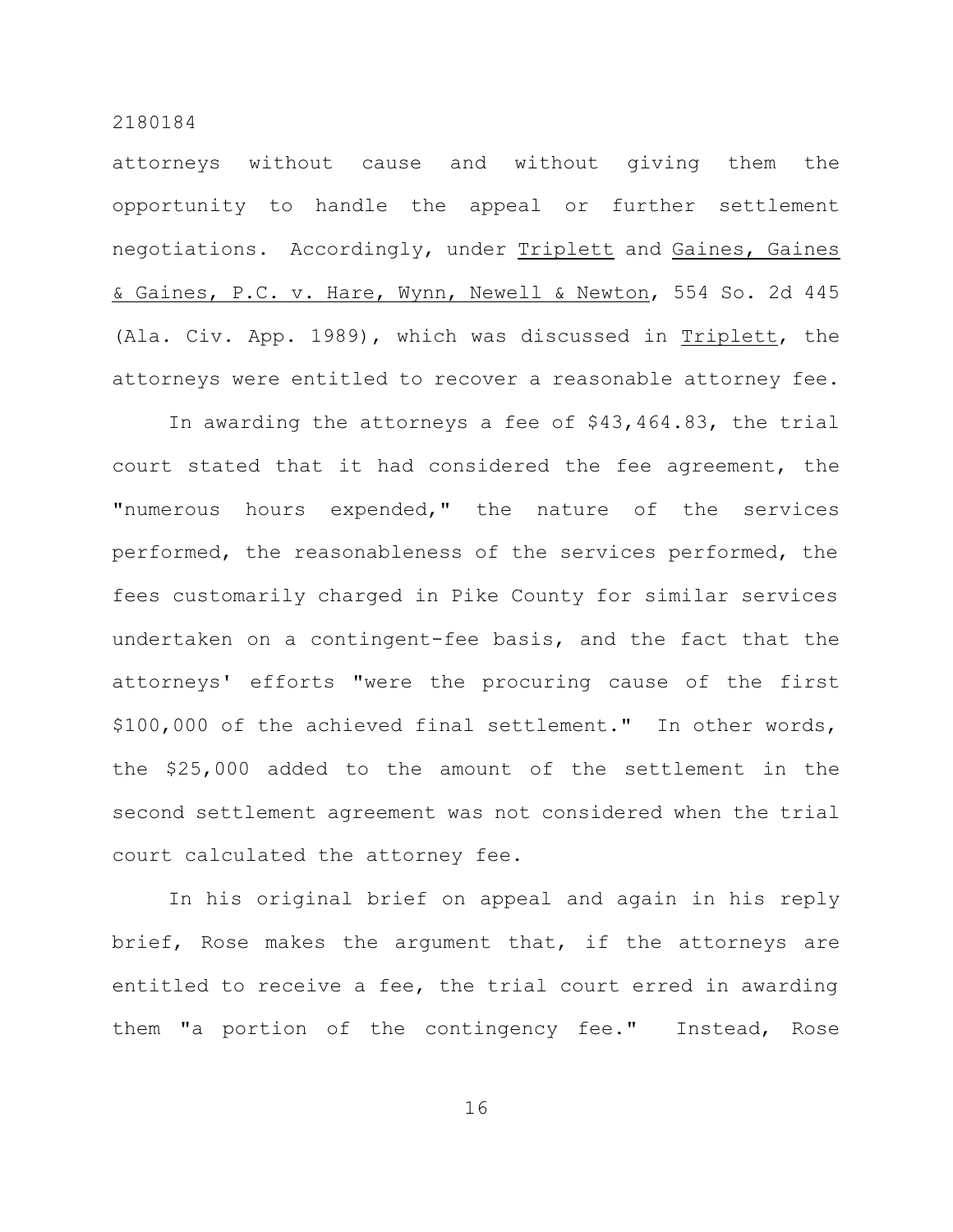attorneys without cause and without giving them the opportunity to handle the appeal or further settlement negotiations. Accordingly, under Triplett and Gaines, Gaines & Gaines, P.C. v. Hare, Wynn, Newell & Newton, 554 So. 2d 445 (Ala. Civ. App. 1989), which was discussed in Triplett, the attorneys were entitled to recover a reasonable attorney fee.

In awarding the attorneys a fee of $43,464.83, the trial court stated that it had considered the fee agreement, the "numerous hours expended," the nature of the services performed, the reasonableness of the services performed, the fees customarily charged in Pike County for similar services undertaken on a contingent-fee basis, and the fact that the attorneys' efforts "were the procuring cause of the first $100,000 of the achieved final settlement." In other words, the $25,000 added to the amount of the settlement in the second settlement agreement was not considered when the trial court calculated the attorney fee.

In his original brief on appeal and again in his reply brief, Rose makes the argument that, if the attorneys are entitled to receive a fee, the trial court erred in awarding them "a portion of the contingency fee." Instead, Rose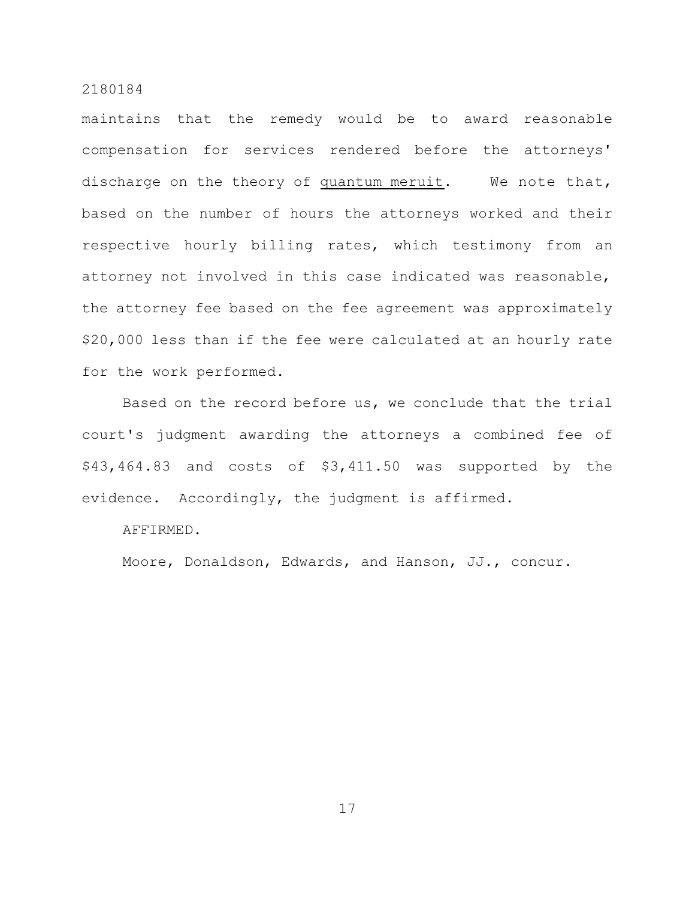maintains that the remedy would be to award reasonable compensation for services rendered before the attorneys' discharge on the theory of quantum meruit. We note that, based on the number of hours the attorneys worked and their respective hourly billing rates, which testimony from an attorney not involved in this case indicated was reasonable, the attorney fee based on the fee agreement was approximately $20,000 less than if the fee were calculated at an hourly rate for the work performed.

Based on the record before us, we conclude that the trial court's judgment awarding the attorneys a combined fee of $43,464.83 and costs of $3,411.50 was supported by the evidence. Accordingly, the judgment is affirmed.

AFFIRMED.

Moore, Donaldson, Edwards, and Hanson, JJ., concur.